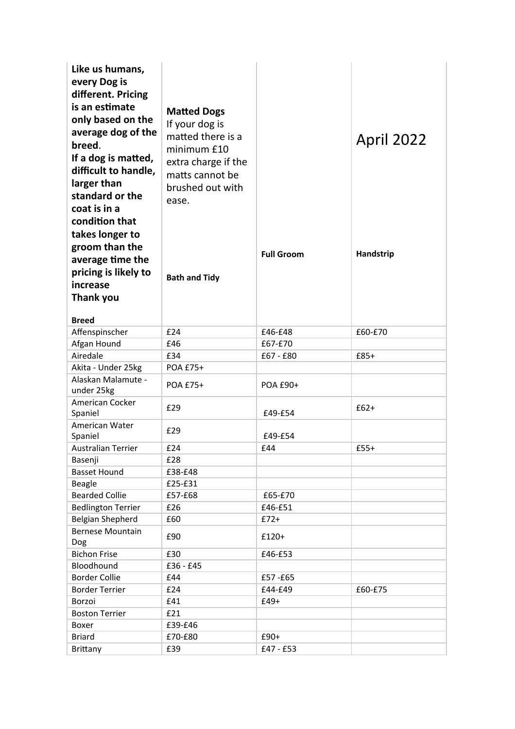| **Like us humans, every Dog is different. Pricing is an estimate only based on the average dog of the breed.** **If a dog is matted, difficult to handle, larger than standard or the coat is in a condition that takes longer to groom than the average time the pricing is likely to increase** **Thank you** | **Matted Dogs** If your dog is matted there is a minimum £10 extra charge if the matts cannot be brushed out with ease. | | April 2022 |
|---|---|---|---|
| **Breed** | **Bath and Tidy** | **Full Groom** | **Handstrip** |
| Affenspinscher | £24 | £46-£48 | £60-£70 |
| Afgan Hound | £46 | £67-£70 | |
| Airedale | £34 | £67 - £80 | £85+ |
| Akita - Under 25kg | POA £75+ | | |
| Alaskan Malamute - under 25kg | POA £75+ | POA £90+ | |
| American Cocker Spaniel | £29 | £49-£54 | £62+ |
| American Water Spaniel | £29 | £49-£54 | |
| Australian Terrier | £24 | £44 | £55+ |
| Basenji | £28 | | |
| Basset Hound | £38-£48 | | |
| Beagle | £25-£31 | | |
| Bearded Collie | £57-£68 | £65-£70 | |
| Bedlington Terrier | £26 | £46-£51 | |
| Belgian Shepherd | £60 | £72+ | |
| Bernese Mountain Dog | £90 | £120+ | |
| Bichon Frise | £30 | £46-£53 | |
| Bloodhound | £36 - £45 | | |
| Border Collie | £44 | £57 -£65 | |
| Border Terrier | £24 | £44-£49 | £60-£75 |
| Borzoi | £41 | £49+ | |
| Boston Terrier | £21 | | |
| Boxer | £39-£46 | | |
| Briard | £70-£80 | £90+ | |
| Brittany | £39 | £47 - £53 | |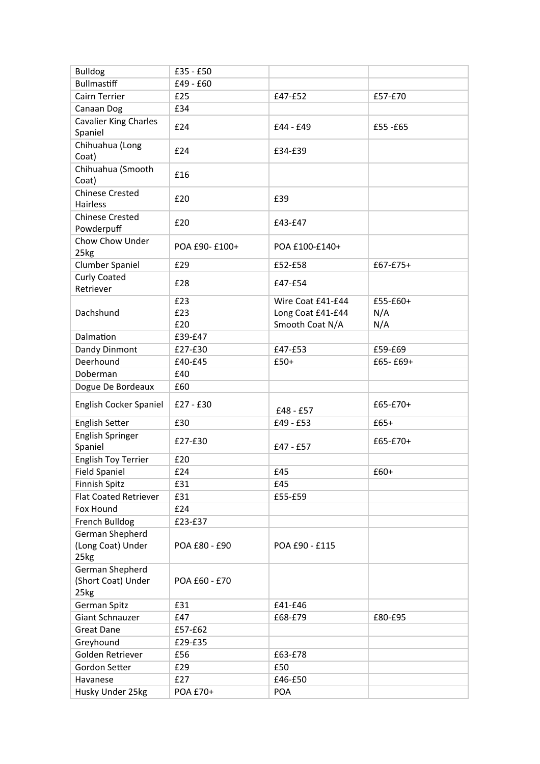| Bulldog | £35 - £50 | | |
|---|---|---|---|
| Bullmastiff | £49 - £60 | | |
| Cairn Terrier | £25 | £47-£52 | £57-£70 |
| Canaan Dog | £34 | | |
| Cavalier King Charles Spaniel | £24 | £44 - £49 | £55 -£65 |
| Chihuahua (Long Coat) | £24 | £34-£39 | |
| Chihuahua (Smooth Coat) | £16 | | |
| Chinese Crested Hairless | £20 | £39 | |
| Chinese Crested Powderpuff | £20 | £43-£47 | |
| Chow Chow Under 25kg | POA £90- £100+ | POA £100-£140+ | |
| Clumber Spaniel | £29 | £52-£58 | £67-£75+ |
| Curly Coated Retriever | £28 | £47-£54 | |
| Dachshund | £23<br>£23<br>£20 | Wire Coat £41-£44<br>Long Coat £41-£44<br>Smooth Coat N/A | £55-£60+<br>N/A<br>N/A |
| Dalmation | £39-£47 | | |
| Dandy Dinmont | £27-£30 | £47-£53 | £59-£69 |
| Deerhound | £40-£45 | £50+ | £65- £69+ |
| Doberman | £40 | | |
| Dogue De Bordeaux | £60 | | |
| English Cocker Spaniel | £27 - £30 | £48 - £57 | £65-£70+ |
| English Setter | £30 | £49 - £53 | £65+ |
| English Springer Spaniel | £27-£30 | £47 - £57 | £65-£70+ |
| English Toy Terrier | £20 | | |
| Field Spaniel | £24 | £45 | £60+ |
| Finnish Spitz | £31 | £45 | |
| Flat Coated Retriever | £31 | £55-£59 | |
| Fox Hound | £24 | | |
| French Bulldog | £23-£37 | | |
| German Shepherd (Long Coat) Under 25kg | POA £80 - £90 | POA £90 - £115 | |
| German Shepherd (Short Coat) Under 25kg | POA £60 - £70 | | |
| German Spitz | £31 | £41-£46 | |
| Giant Schnauzer | £47 | £68-£79 | £80-£95 |
| Great Dane | £57-£62 | | |
| Greyhound | £29-£35 | | |
| Golden Retriever | £56 | £63-£78 | |
| Gordon Setter | £29 | £50 | |
| Havanese | £27 | £46-£50 | |
| Husky Under 25kg | POA £70+ | POA | |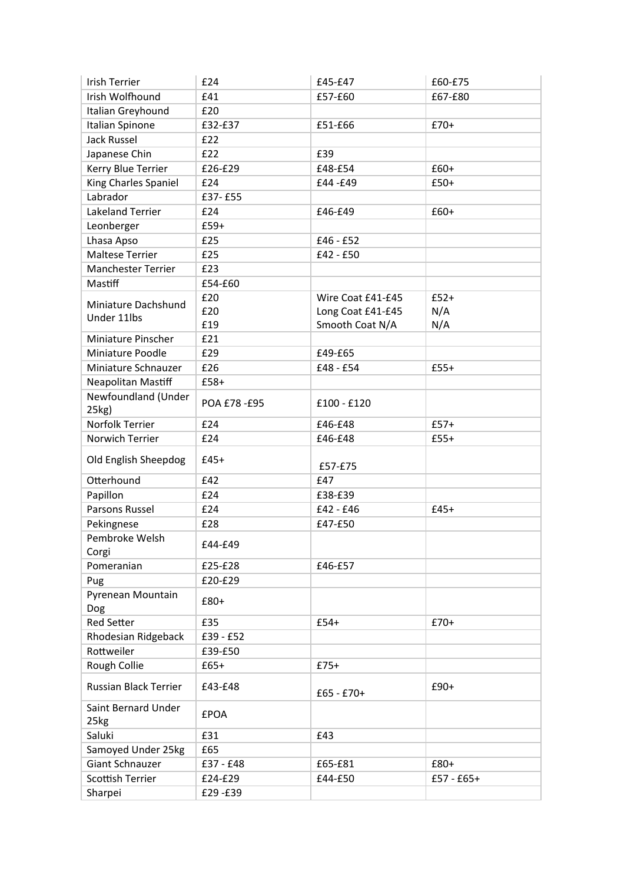| Irish Terrier | £24 | £45-£47 | £60-£75 |
|---|---|---|---|
| Irish Wolfhound | £41 | £57-£60 | £67-£80 |
| Italian Greyhound | £20 | | |
| Italian Spinone | £32-£37 | £51-£66 | £70+ |
| Jack Russel | £22 | | |
| Japanese Chin | £22 | £39 | |
| Kerry Blue Terrier | £26-£29 | £48-£54 | £60+ |
| King Charles Spaniel | £24 | £44 -£49 | £50+ |
| Labrador | £37- £55 | | |
| Lakeland Terrier | £24 | £46-£49 | £60+ |
| Leonberger | £59+ | | |
| Lhasa Apso | £25 | £46 - £52 | |
| Maltese Terrier | £25 | £42 - £50 | |
| Manchester Terrier | £23 | | |
| Mastiff | £54-£60 | | |
| Miniature Dachshund Under 11lbs | £20<br>£20<br>£19 | Wire Coat £41-£45<br>Long Coat £41-£45<br>Smooth Coat N/A | £52+<br>N/A<br>N/A |
| Miniature Pinscher | £21 | | |
| Miniature Poodle | £29 | £49-£65 | |
| Miniature Schnauzer | £26 | £48 - £54 | £55+ |
| Neapolitan Mastiff | £58+ | | |
| Newfoundland (Under 25kg) | POA £78 -£95 | £100 - £120 | |
| Norfolk Terrier | £24 | £46-£48 | £57+ |
| Norwich Terrier | £24 | £46-£48 | £55+ |
| Old English Sheepdog | £45+ | £57-£75 | |
| Otterhound | £42 | £47 | |
| Papillon | £24 | £38-£39 | |
| Parsons Russel | £24 | £42 - £46 | £45+ |
| Pekingnese | £28 | £47-£50 | |
| Pembroke Welsh Corgi | £44-£49 | | |
| Pomeranian | £25-£28 | £46-£57 | |
| Pug | £20-£29 | | |
| Pyrenean Mountain Dog | £80+ | | |
| Red Setter | £35 | £54+ | £70+ |
| Rhodesian Ridgeback | £39 - £52 | | |
| Rottweiler | £39-£50 | | |
| Rough Collie | £65+ | £75+ | |
| Russian Black Terrier | £43-£48 | £65 - £70+ | £90+ |
| Saint Bernard Under 25kg | £POA | | |
| Saluki | £31 | £43 | |
| Samoyed Under 25kg | £65 | | |
| Giant Schnauzer | £37 - £48 | £65-£81 | £80+ |
| Scottish Terrier | £24-£29 | £44-£50 | £57 - £65+ |
| Sharpei | £29 -£39 | | |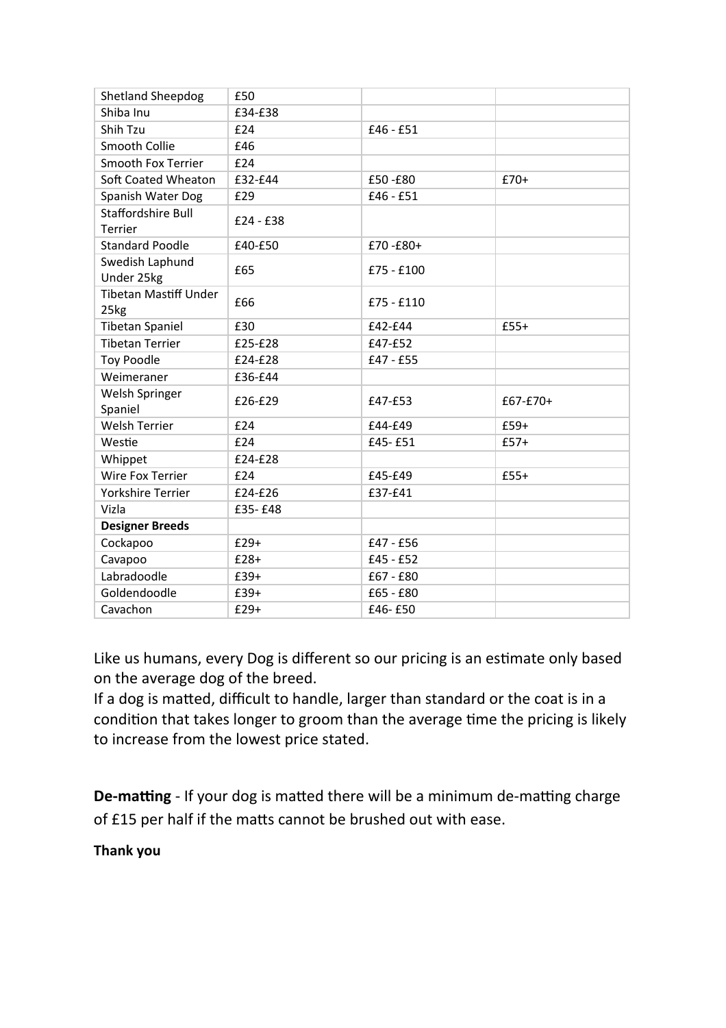| Shetland Sheepdog | £50 | | |
|---|---|---|---|
| Shiba Inu | £34-£38 | | |
| Shih Tzu | £24 | £46 - £51 | |
| Smooth Collie | £46 | | |
| Smooth Fox Terrier | £24 | | |
| Soft Coated Wheaton | £32-£44 | £50 -£80 | £70+ |
| Spanish Water Dog | £29 | £46 - £51 | |
| Staffordshire Bull Terrier | £24 - £38 | | |
| Standard Poodle | £40-£50 | £70 -£80+ | |
| Swedish Laphund Under 25kg | £65 | £75 - £100 | |
| Tibetan Mastiff Under 25kg | £66 | £75 - £110 | |
| Tibetan Spaniel | £30 | £42-£44 | £55+ |
| Tibetan Terrier | £25-£28 | £47-£52 | |
| Toy Poodle | £24-£28 | £47 - £55 | |
| Weimeraner | £36-£44 | | |
| Welsh Springer Spaniel | £26-£29 | £47-£53 | £67-£70+ |
| Welsh Terrier | £24 | £44-£49 | £59+ |
| Westie | £24 | £45- £51 | £57+ |
| Whippet | £24-£28 | | |
| Wire Fox Terrier | £24 | £45-£49 | £55+ |
| Yorkshire Terrier | £24-£26 | £37-£41 | |
| Vizla | £35- £48 | | |
| **Designer Breeds** | | | |
| Cockapoo | £29+ | £47 - £56 | |
| Cavapoo | £28+ | £45 - £52 | |
| Labradoodle | £39+ | £67 - £80 | |
| Goldendoodle | £39+ | £65 - £80 | |
| Cavachon | £29+ | £46- £50 | |

Like us humans, every Dog is different so our pricing is an estimate only based on the average dog of the breed.
If a dog is matted, difficult to handle, larger than standard or the coat is in a condition that takes longer to groom than the average time the pricing is likely to increase from the lowest price stated.

**De-matting** - If your dog is matted there will be a minimum de-matting charge of £15 per half if the matts cannot be brushed out with ease.

**Thank you**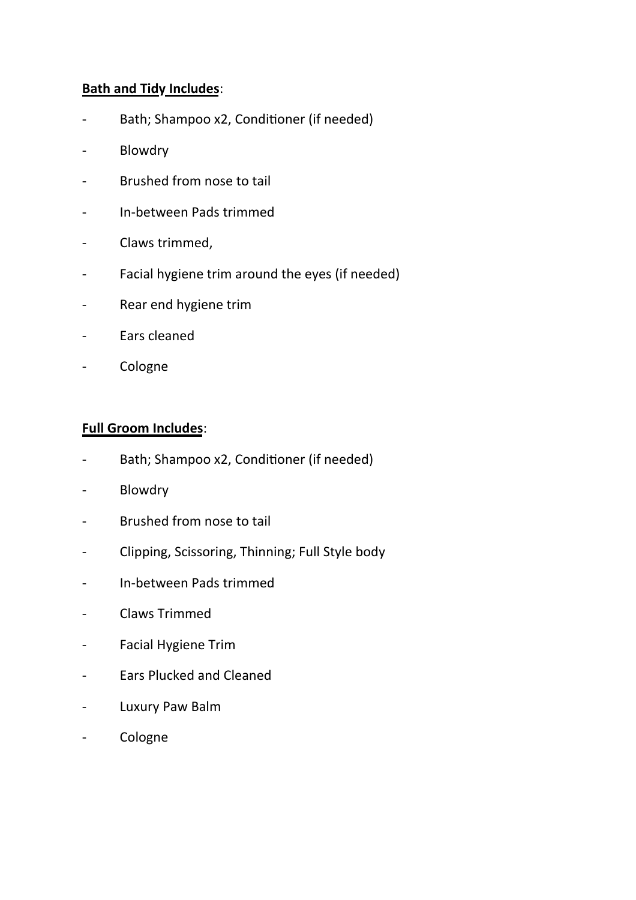**<u>Bath and Tidy Includes</u>**:

- Bath; Shampoo x2, Conditioner (if needed)
- Blowdry
- Brushed from nose to tail
- In-between Pads trimmed
- Claws trimmed,
- Facial hygiene trim around the eyes (if needed)
- Rear end hygiene trim
- Ears cleaned
- Cologne

**<u>Full Groom Includes</u>**:

- Bath; Shampoo x2, Conditioner (if needed)
- Blowdry
- Brushed from nose to tail
- Clipping, Scissoring, Thinning; Full Style body
- In-between Pads trimmed
- Claws Trimmed
- Facial Hygiene Trim
- Ears Plucked and Cleaned
- Luxury Paw Balm
- Cologne